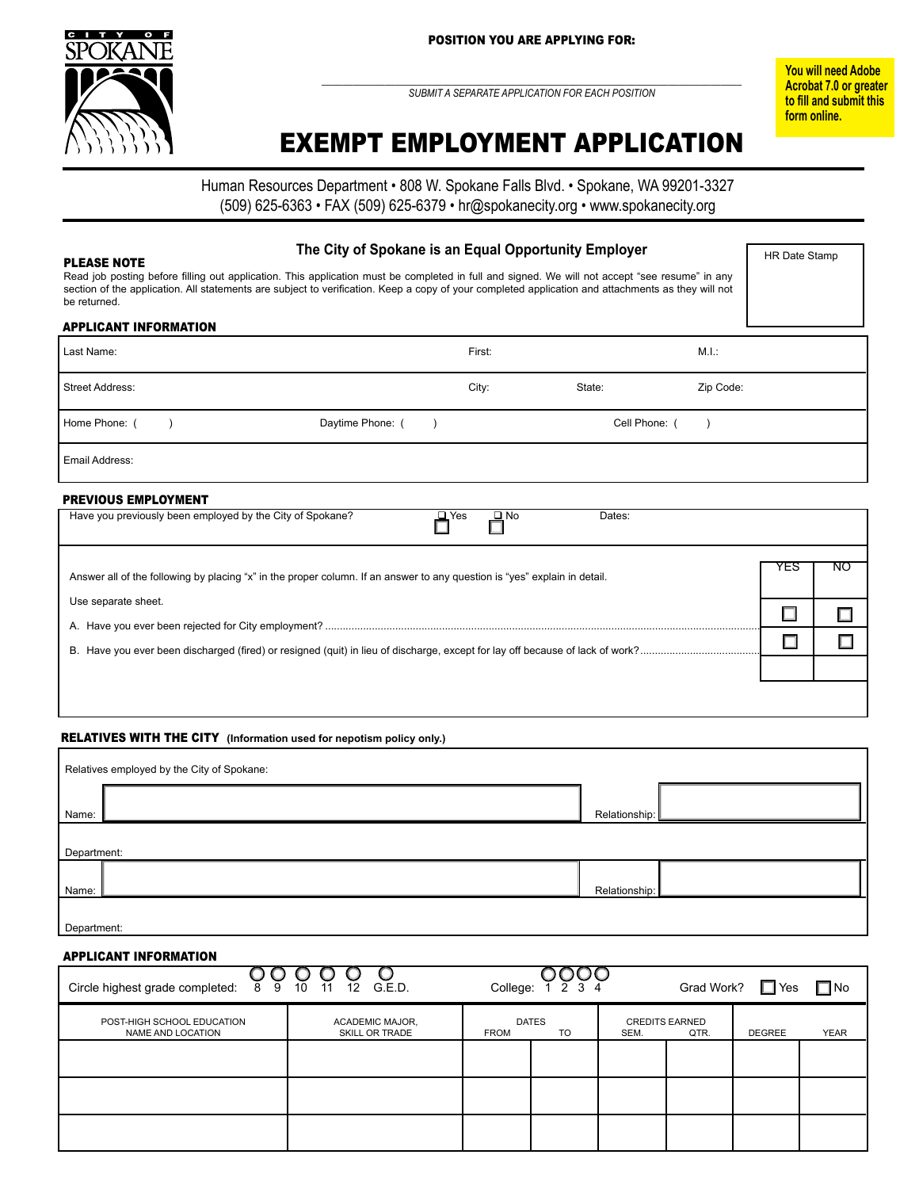CITY OF SPOKANE

**POSITION YOU ARE APPLYING FOR:**

_____________________________________________

*SUBMIT A SEPARATE APPLICATION FOR EACH POSITION*

**You will need Adobe Acrobat 7.0 or greater to fill and submit this form online.**

# EXEMPT EMPLOYMENT APPLICATION

Human Resources Department • 808 W. Spokane Falls Blvd. • Spokane, WA 99201-3327
(509) 625-6363 • FAX (509) 625-6379 • hr@spokanecity.org • www.spokanecity.org

**The City of Spokane is an Equal Opportunity Employer**

HR Date Stamp

**PLEASE NOTE**

Read job posting before filling out application. This application must be completed in full and signed. We will not accept "see resume" in any section of the application. All statements are subject to verification. Keep a copy of your completed application and attachments as they will not be returned.

## APPLICANT INFORMATION

| | | | |
|---|---|---|---|
| Last Name: | First: | | M.I.: |
| Street Address: | City: | State: | Zip Code: |
| Home Phone: (   ) | Daytime Phone: (   ) | | Cell Phone: (   ) |
| Email Address: | | | |

## PREVIOUS EMPLOYMENT

Have you previously been employed by the City of Spokane? ☐ Yes ☐ No Dates:

Answer all of the following by placing "x" in the proper column. If an answer to any question is "yes" explain in detail.

Use separate sheet.

| | YES | NO |
|---|---|---|
| A. Have you ever been rejected for City employment? | ☐ | ☐ |
| B. Have you ever been discharged (fired) or resigned (quit) in lieu of discharge, except for lay off because of lack of work? | ☐ | ☐ |

## RELATIVES WITH THE CITY (Information used for nepotism policy only.)

Relatives employed by the City of Spokane:

| | |
|---|---|
| Name: | Relationship: |
| Department: | |
| Name: | Relationship: |
| Department: | |

## APPLICANT INFORMATION

Circle highest grade completed: ○ 8 ○ 9 ○ 10 ○ 11 ○ 12 ○ G.E.D.     College: ○ 1 ○ 2 ○ 3 ○ 4     Grad Work? ☐ Yes ☐ No

| POST-HIGH SCHOOL EDUCATION NAME AND LOCATION | ACADEMIC MAJOR, SKILL OR TRADE | DATES FROM | TO | CREDITS EARNED SEM. | QTR. | DEGREE | YEAR |
|---|---|---|---|---|---|---|---|
| | | | | | | | |
| | | | | | | | |
| | | | | | | | |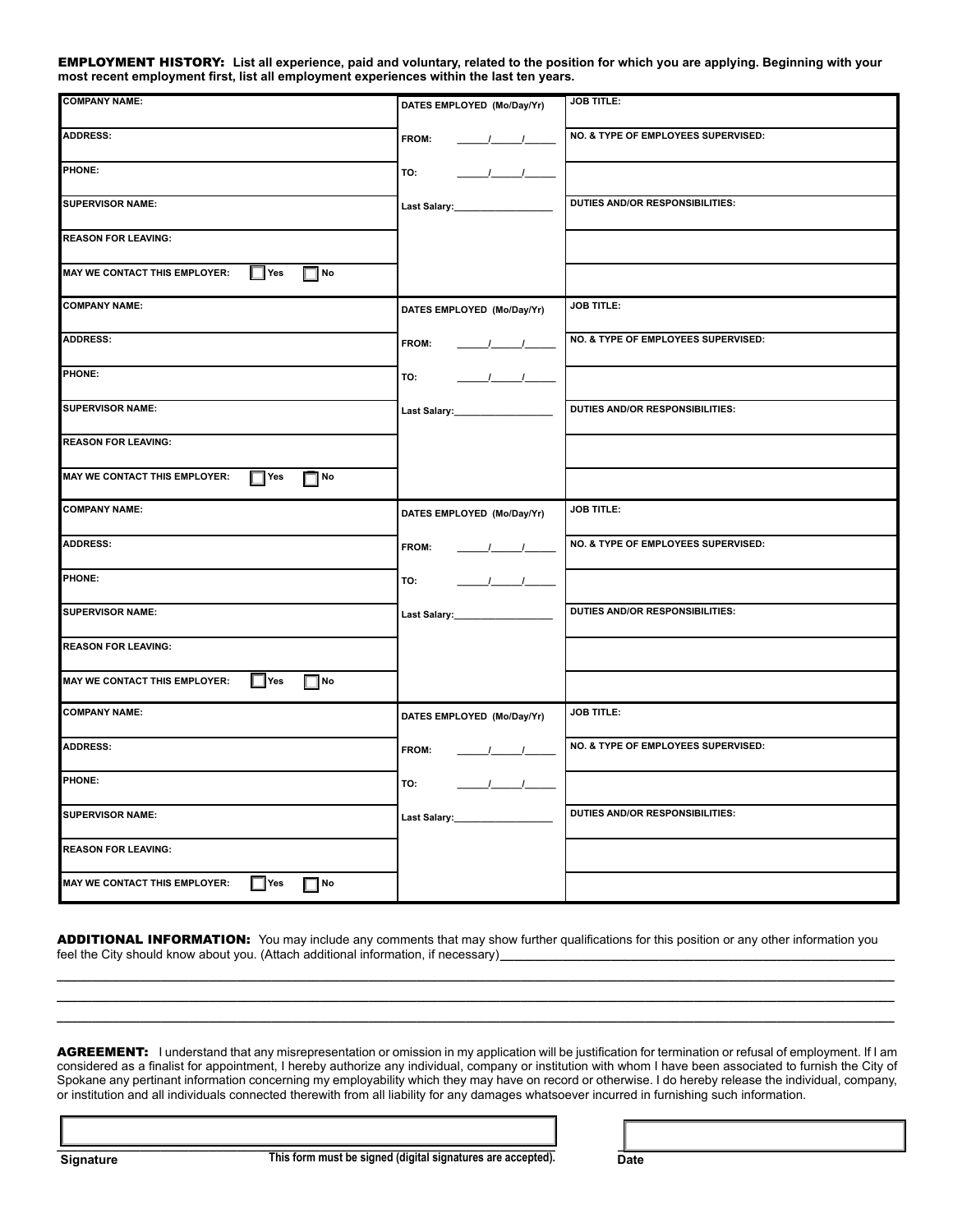**EMPLOYMENT HISTORY:** **List all experience, paid and voluntary, related to the position for which you are applying. Beginning with your most recent employment first, list all employment experiences within the last ten years.**

| COMPANY NAME: | DATES EMPLOYED (Mo/Day/Yr) | JOB TITLE: |
|---|---|---|
| ADDRESS: | FROM: ______/______/______ | NO. & TYPE OF EMPLOYEES SUPERVISED: |
| PHONE: | TO: ______/______/______ | |
| SUPERVISOR NAME: | Last Salary:__________________ | DUTIES AND/OR RESPONSIBILITIES: |
| REASON FOR LEAVING: | | |
| MAY WE CONTACT THIS EMPLOYER: ☐ Yes ☐ No | | |
| COMPANY NAME: | DATES EMPLOYED (Mo/Day/Yr) | JOB TITLE: |
| ADDRESS: | FROM: ______/______/______ | NO. & TYPE OF EMPLOYEES SUPERVISED: |
| PHONE: | TO: ______/______/______ | |
| SUPERVISOR NAME: | Last Salary:__________________ | DUTIES AND/OR RESPONSIBILITIES: |
| REASON FOR LEAVING: | | |
| MAY WE CONTACT THIS EMPLOYER: ☐ Yes ☐ No | | |
| COMPANY NAME: | DATES EMPLOYED (Mo/Day/Yr) | JOB TITLE: |
| ADDRESS: | FROM: ______/______/______ | NO. & TYPE OF EMPLOYEES SUPERVISED: |
| PHONE: | TO: ______/______/______ | |
| SUPERVISOR NAME: | Last Salary:__________________ | DUTIES AND/OR RESPONSIBILITIES: |
| REASON FOR LEAVING: | | |
| MAY WE CONTACT THIS EMPLOYER: ☐ Yes ☐ No | | |
| COMPANY NAME: | DATES EMPLOYED (Mo/Day/Yr) | JOB TITLE: |
| ADDRESS: | FROM: ______/______/______ | NO. & TYPE OF EMPLOYEES SUPERVISED: |
| PHONE: | TO: ______/______/______ | |
| SUPERVISOR NAME: | Last Salary:__________________ | DUTIES AND/OR RESPONSIBILITIES: |
| REASON FOR LEAVING: | | |
| MAY WE CONTACT THIS EMPLOYER: ☐ Yes ☐ No | | |

**ADDITIONAL INFORMATION:** You may include any comments that may show further qualifications for this position or any other information you feel the City should know about you. (Attach additional information, if necessary)____________________________________________

________________________________________________________________________________

________________________________________________________________________________

________________________________________________________________________________

**AGREEMENT:** I understand that any misrepresentation or omission in my application will be justification for termination or refusal of employment. If I am considered as a finalist for appointment, I hereby authorize any individual, company or institution with whom I have been associated to furnish the City of Spokane any pertinant information concerning my employability which they may have on record or otherwise. I do hereby release the individual, company, or institution and all individuals connected therewith from all liability for any damages whatsoever incurred in furnishing such information.

| Signature | This form must be signed (digital signatures are accepted). | Date |
|---|---|---|
| | | |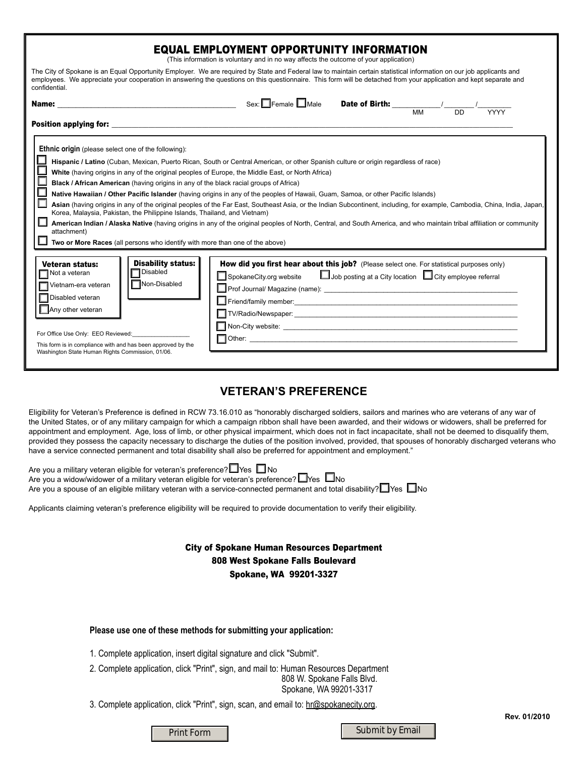# EQUAL EMPLOYMENT OPPORTUNITY INFORMATION

(This information is voluntary and in no way affects the outcome of your application)

The City of Spokane is an Equal Opportunity Employer. We are required by State and Federal law to maintain certain statistical information on our job applicants and employees. We appreciate your cooperation in answering the questions on this questionnaire. This form will be detached from your application and kept separate and confidential.

**Name:** ____________________ Sex: ☐ Female ☐ Male **Date of Birth:** ______/______/______ (MM DD YYYY)

**Position applying for:** ____________________

**Ethnic origin** (please select one of the following):

- ☐ **Hispanic / Latino** (Cuban, Mexican, Puerto Rican, South or Central American, or other Spanish culture or origin regardless of race)
- ☐ **White** (having origins in any of the original peoples of Europe, the Middle East, or North Africa)
- ☐ **Black / African American** (having origins in any of the black racial groups of Africa)
- ☐ **Native Hawaiian / Other Pacific Islander** (having origins in any of the peoples of Hawaii, Guam, Samoa, or other Pacific Islands)
- ☐ **Asian** (having origins in any of the original peoples of the Far East, Southeast Asia, or the Indian Subcontinent, including, for example, Cambodia, China, India, Japan, Korea, Malaysia, Pakistan, the Philippine Islands, Thailand, and Vietnam)
- ☐ **American Indian / Alaska Native** (having origins in any of the original peoples of North, Central, and South America, and who maintain tribal affiliation or community attachment)
- ☐ **Two or More Races** (all persons who identify with more than one of the above)

**Veteran status:**
- ☐ Not a veteran
- ☐ Vietnam-era veteran
- ☐ Disabled veteran
- ☐ Any other veteran

**Disability status:**
- ☐ Disabled
- ☐ Non-Disabled

**How did you first hear about this job?** (Please select one. For statistical purposes only)
- ☐ SpokaneCity.org website ☐ Job posting at a City location ☐ City employee referral
- ☐ Prof Journal/ Magazine (name): ____________________
- ☐ Friend/family member: ____________________
- ☐ TV/Radio/Newspaper: ____________________
- ☐ Non-City website: ____________________
- ☐ Other: ____________________

For Office Use Only: EEO Reviewed: __________

This form is in compliance with and has been approved by the Washington State Human Rights Commission, 01/06.

## VETERAN'S PREFERENCE

Eligibility for Veteran's Preference is defined in RCW 73.16.010 as "honorably discharged soldiers, sailors and marines who are veterans of any war of the United States, or of any military campaign for which a campaign ribbon shall have been awarded, and their widows or widowers, shall be preferred for appointment and employment. Age, loss of limb, or other physical impairment, which does not in fact incapacitate, shall not be deemed to disqualify them, provided they possess the capacity necessary to discharge the duties of the position involved, provided, that spouses of honorably discharged veterans who have a service connected permanent and total disability shall also be preferred for appointment and employment."

Are you a military veteran eligible for veteran's preference? ☐ Yes ☐ No
Are you a widow/widower of a military veteran eligible for veteran's preference? ☐ Yes ☐ No
Are you a spouse of an eligible military veteran with a service-connected permanent and total disability? ☐ Yes ☐ No

Applicants claiming veteran's preference eligibility will be required to provide documentation to verify their eligibility.

**City of Spokane Human Resources Department**
**808 West Spokane Falls Boulevard**
**Spokane, WA 99201-3327**

**Please use one of these methods for submitting your application:**

1. Complete application, insert digital signature and click "Submit".
2. Complete application, click "Print", sign, and mail to: Human Resources Department
   808 W. Spokane Falls Blvd.
   Spokane, WA 99201-3317
3. Complete application, click "Print", sign, scan, and email to: hr@spokanecity.org.

Rev. 01/2010

Print Form Submit by Email